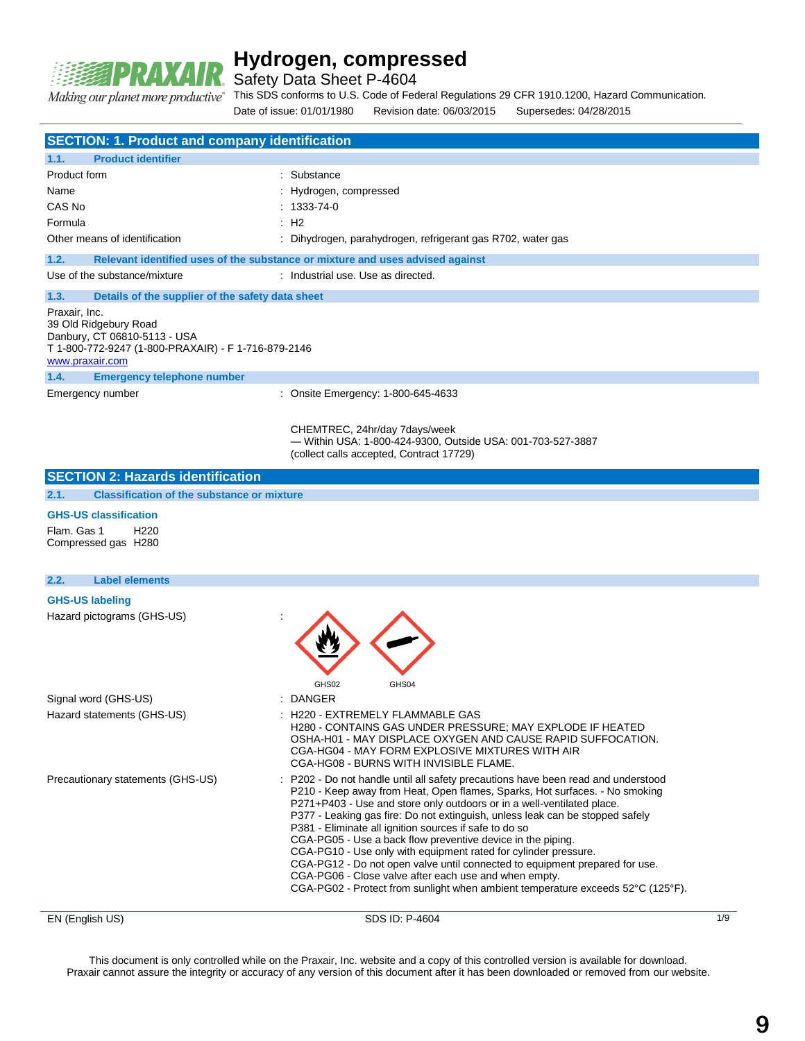# Hydrogen, compressed

Safety Data Sheet P-4604

This SDS conforms to U.S. Code of Federal Regulations 29 CFR 1910.1200, Hazard Communication.

Date of issue: 01/01/1980 Revision date: 06/03/2015 Supersedes: 04/28/2015

## SECTION: 1. Product and company identification

### 1.1. Product identifier

| | |
|---|---|
| Product form | : Substance |
| Name | : Hydrogen, compressed |
| CAS No | : 1333-74-0 |
| Formula | : H2 |
| Other means of identification | : Dihydrogen, parahydrogen, refrigerant gas R702, water gas |

### 1.2. Relevant identified uses of the substance or mixture and uses advised against

| | |
|---|---|
| Use of the substance/mixture | : Industrial use. Use as directed. |

### 1.3. Details of the supplier of the safety data sheet

Praxair, Inc.
39 Old Ridgebury Road
Danbury, CT 06810-5113 - USA
T 1-800-772-9247 (1-800-PRAXAIR) - F 1-716-879-2146
www.praxair.com

### 1.4. Emergency telephone number

Emergency number : Onsite Emergency: 1-800-645-4633

CHEMTREC, 24hr/day 7days/week
— Within USA: 1-800-424-9300, Outside USA: 001-703-527-3887
(collect calls accepted, Contract 17729)

## SECTION 2: Hazards identification

### 2.1. Classification of the substance or mixture

**GHS-US classification**

Flam. Gas 1 H220
Compressed gas H280

### 2.2. Label elements

**GHS-US labeling**

Hazard pictograms (GHS-US) :

GHS02 GHS04

Signal word (GHS-US) : DANGER

Hazard statements (GHS-US) :
- H220 - EXTREMELY FLAMMABLE GAS
- H280 - CONTAINS GAS UNDER PRESSURE; MAY EXPLODE IF HEATED
- OSHA-H01 - MAY DISPLACE OXYGEN AND CAUSE RAPID SUFFOCATION.
- CGA-HG04 - MAY FORM EXPLOSIVE MIXTURES WITH AIR
- CGA-HG08 - BURNS WITH INVISIBLE FLAME.

Precautionary statements (GHS-US) :
- P202 - Do not handle until all safety precautions have been read and understood
- P210 - Keep away from Heat, Open flames, Sparks, Hot surfaces. - No smoking
- P271+P403 - Use and store only outdoors or in a well-ventilated place.
- P377 - Leaking gas fire: Do not extinguish, unless leak can be stopped safely
- P381 - Eliminate all ignition sources if safe to do so
- CGA-PG05 - Use a back flow preventive device in the piping.
- CGA-PG10 - Use only with equipment rated for cylinder pressure.
- CGA-PG12 - Do not open valve until connected to equipment prepared for use.
- CGA-PG06 - Close valve after each use and when empty.
- CGA-PG02 - Protect from sunlight when ambient temperature exceeds 52°C (125°F).

This document is only controlled while on the Praxair, Inc. website and a copy of this controlled version is available for download. Praxair cannot assure the integrity or accuracy of any version of this document after it has been downloaded or removed from our website.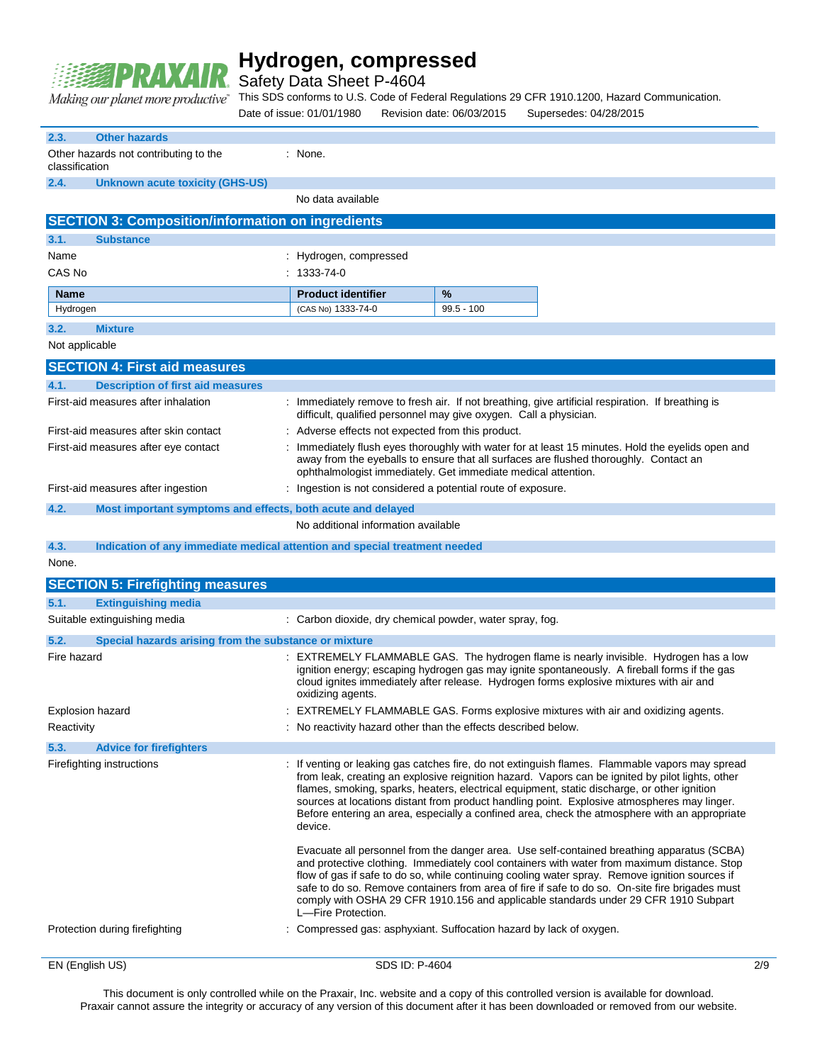### 2.3. Other hazards

Other hazards not contributing to the classification : None.

### 2.4. Unknown acute toxicity (GHS-US)

No data available

## SECTION 3: Composition/information on ingredients

### 3.1. Substance

Name : Hydrogen, compressed

CAS No : 1333-74-0

| Name | Product identifier | % |
|---|---|---|
| Hydrogen | (CAS No) 1333-74-0 | 99.5 - 100 |

### 3.2. Mixture

Not applicable

## SECTION 4: First aid measures

### 4.1. Description of first aid measures

First-aid measures after inhalation : Immediately remove to fresh air. If not breathing, give artificial respiration. If breathing is difficult, qualified personnel may give oxygen. Call a physician.

First-aid measures after skin contact : Adverse effects not expected from this product.

First-aid measures after eye contact : Immediately flush eyes thoroughly with water for at least 15 minutes. Hold the eyelids open and away from the eyeballs to ensure that all surfaces are flushed thoroughly. Contact an ophthalmologist immediately. Get immediate medical attention.

First-aid measures after ingestion : Ingestion is not considered a potential route of exposure.

### 4.2. Most important symptoms and effects, both acute and delayed

No additional information available

### 4.3. Indication of any immediate medical attention and special treatment needed

None.

## SECTION 5: Firefighting measures

### 5.1. Extinguishing media

Suitable extinguishing media : Carbon dioxide, dry chemical powder, water spray, fog.

### 5.2. Special hazards arising from the substance or mixture

Fire hazard : EXTREMELY FLAMMABLE GAS. The hydrogen flame is nearly invisible. Hydrogen has a low ignition energy; escaping hydrogen gas may ignite spontaneously. A fireball forms if the gas cloud ignites immediately after release. Hydrogen forms explosive mixtures with air and oxidizing agents.

Explosion hazard : EXTREMELY FLAMMABLE GAS. Forms explosive mixtures with air and oxidizing agents.

Reactivity : No reactivity hazard other than the effects described below.

### 5.3. Advice for firefighters

Firefighting instructions : If venting or leaking gas catches fire, do not extinguish flames. Flammable vapors may spread from leak, creating an explosive reignition hazard. Vapors can be ignited by pilot lights, other flames, smoking, sparks, heaters, electrical equipment, static discharge, or other ignition sources at locations distant from product handling point. Explosive atmospheres may linger. Before entering an area, especially a confined area, check the atmosphere with an appropriate device.

Evacuate all personnel from the danger area. Use self-contained breathing apparatus (SCBA) and protective clothing. Immediately cool containers with water from maximum distance. Stop flow of gas if safe to do so, while continuing cooling water spray. Remove ignition sources if safe to do so. Remove containers from area of fire if safe to do so. On-site fire brigades must comply with OSHA 29 CFR 1910.156 and applicable standards under 29 CFR 1910 Subpart L—Fire Protection.

Protection during firefighting : Compressed gas: asphyxiant. Suffocation hazard by lack of oxygen.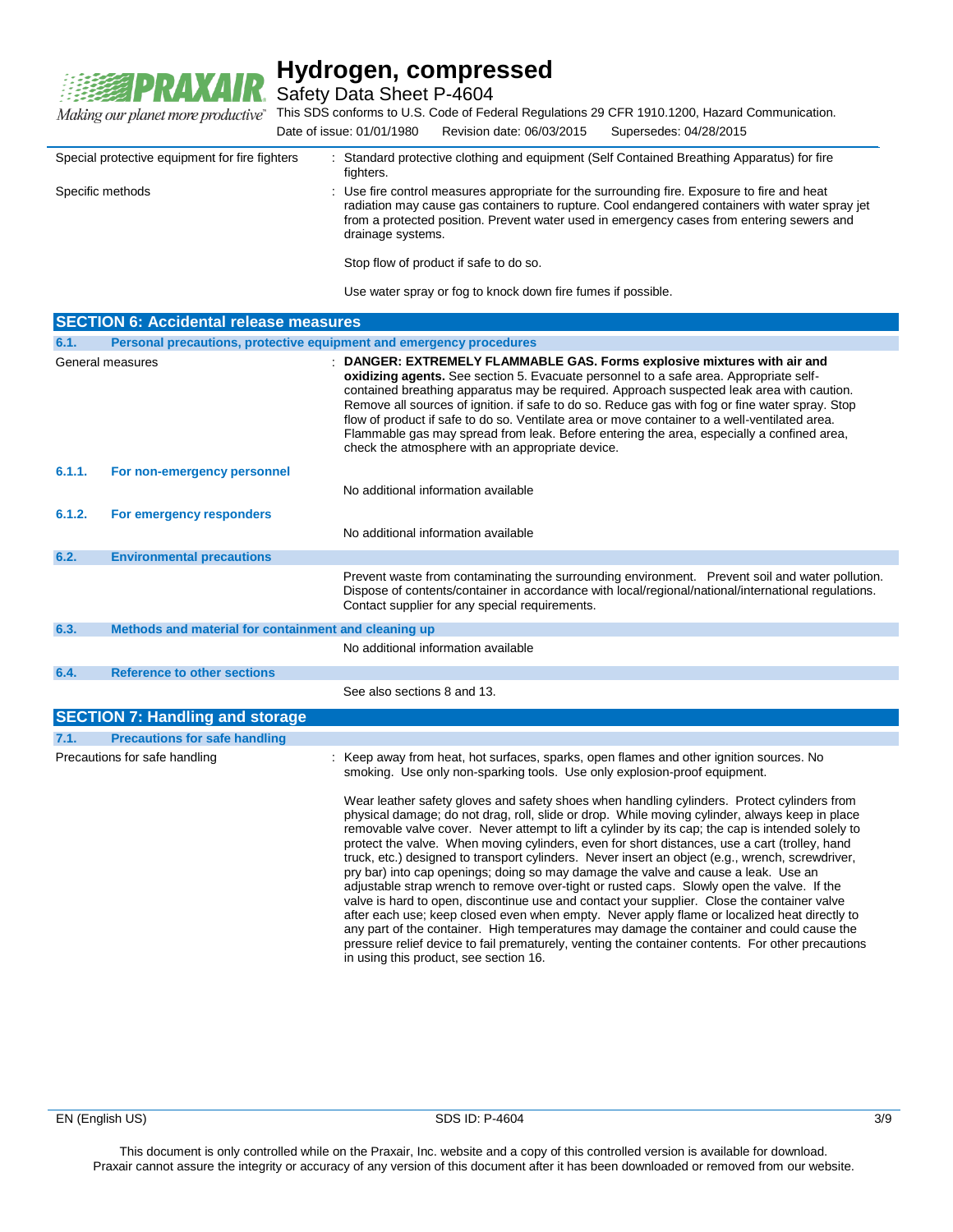Special protective equipment for fire fighters : Standard protective clothing and equipment (Self Contained Breathing Apparatus) for fire fighters.

Specific methods : Use fire control measures appropriate for the surrounding fire. Exposure to fire and heat radiation may cause gas containers to rupture. Cool endangered containers with water spray jet from a protected position. Prevent water used in emergency cases from entering sewers and drainage systems.

Stop flow of product if safe to do so.

Use water spray or fog to knock down fire fumes if possible.

## SECTION 6: Accidental release measures

### 6.1. Personal precautions, protective equipment and emergency procedures

General measures : **DANGER: EXTREMELY FLAMMABLE GAS. Forms explosive mixtures with air and oxidizing agents.** See section 5. Evacuate personnel to a safe area. Appropriate self-contained breathing apparatus may be required. Approach suspected leak area with caution. Remove all sources of ignition. if safe to do so. Reduce gas with fog or fine water spray. Stop flow of product if safe to do so. Ventilate area or move container to a well-ventilated area. Flammable gas may spread from leak. Before entering the area, especially a confined area, check the atmosphere with an appropriate device.

#### 6.1.1. For non-emergency personnel

No additional information available

#### 6.1.2. For emergency responders

No additional information available

### 6.2. Environmental precautions

Prevent waste from contaminating the surrounding environment. Prevent soil and water pollution. Dispose of contents/container in accordance with local/regional/national/international regulations. Contact supplier for any special requirements.

### 6.3. Methods and material for containment and cleaning up

No additional information available

### 6.4. Reference to other sections

See also sections 8 and 13.

## SECTION 7: Handling and storage

### 7.1. Precautions for safe handling

Precautions for safe handling : Keep away from heat, hot surfaces, sparks, open flames and other ignition sources. No smoking. Use only non-sparking tools. Use only explosion-proof equipment.

Wear leather safety gloves and safety shoes when handling cylinders. Protect cylinders from physical damage; do not drag, roll, slide or drop. While moving cylinder, always keep in place removable valve cover. Never attempt to lift a cylinder by its cap; the cap is intended solely to protect the valve. When moving cylinders, even for short distances, use a cart (trolley, hand truck, etc.) designed to transport cylinders. Never insert an object (e.g., wrench, screwdriver, pry bar) into cap openings; doing so may damage the valve and cause a leak. Use an adjustable strap wrench to remove over-tight or rusted caps. Slowly open the valve. If the valve is hard to open, discontinue use and contact your supplier. Close the container valve after each use; keep closed even when empty. Never apply flame or localized heat directly to any part of the container. High temperatures may damage the container and could cause the pressure relief device to fail prematurely, venting the container contents. For other precautions in using this product, see section 16.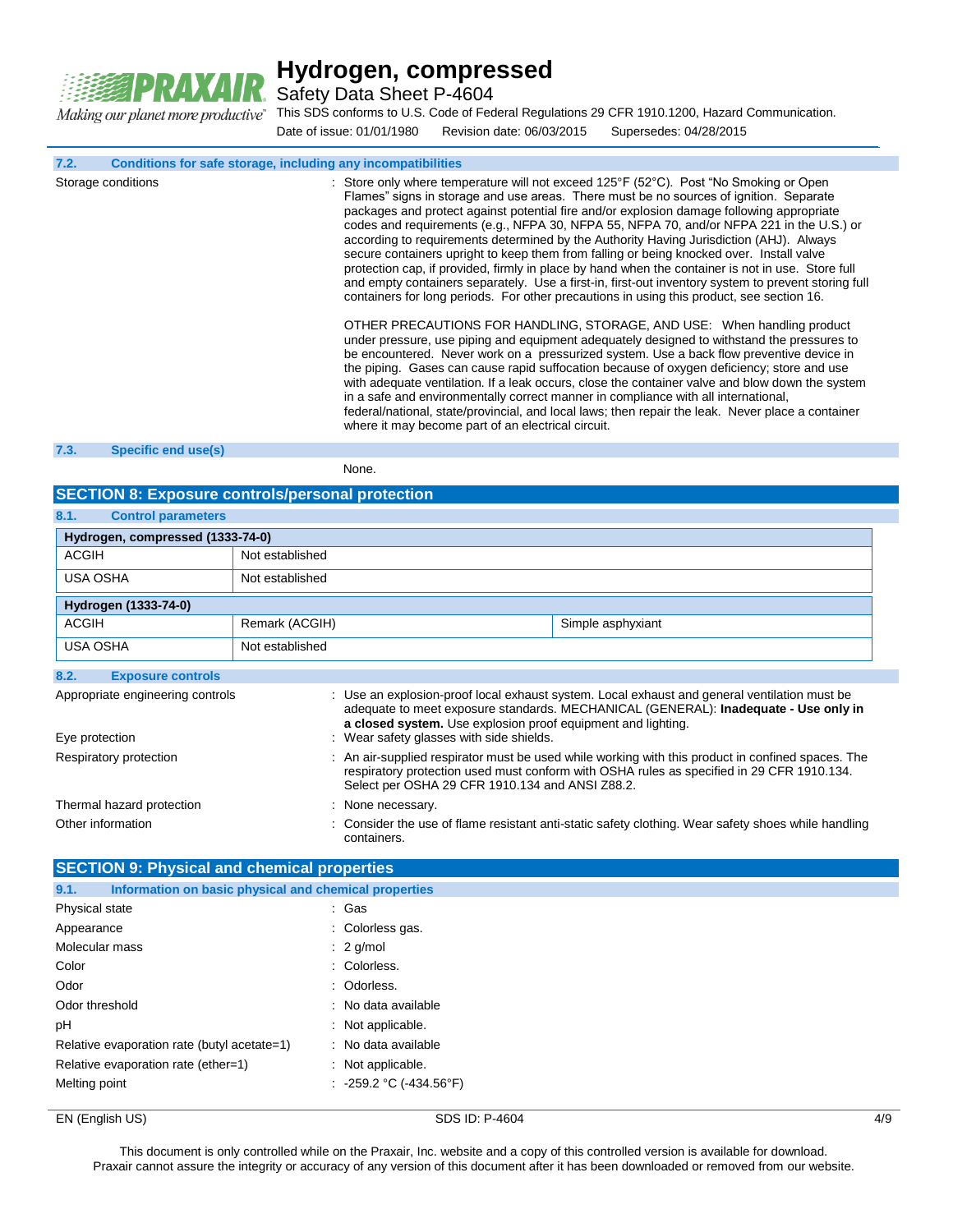### 7.2. Conditions for safe storage, including any incompatibilities

Storage conditions : Store only where temperature will not exceed 125°F (52°C). Post "No Smoking or Open Flames" signs in storage and use areas. There must be no sources of ignition. Separate packages and protect against potential fire and/or explosion damage following appropriate codes and requirements (e.g., NFPA 30, NFPA 55, NFPA 70, and/or NFPA 221 in the U.S.) or according to requirements determined by the Authority Having Jurisdiction (AHJ). Always secure containers upright to keep them from falling or being knocked over. Install valve protection cap, if provided, firmly in place by hand when the container is not in use. Store full and empty containers separately. Use a first-in, first-out inventory system to prevent storing full containers for long periods. For other precautions in using this product, see section 16.

OTHER PRECAUTIONS FOR HANDLING, STORAGE, AND USE: When handling product under pressure, use piping and equipment adequately designed to withstand the pressures to be encountered. Never work on a pressurized system. Use a back flow preventive device in the piping. Gases can cause rapid suffocation because of oxygen deficiency; store and use with adequate ventilation. If a leak occurs, close the container valve and blow down the system in a safe and environmentally correct manner in compliance with all international, federal/national, state/provincial, and local laws; then repair the leak. Never place a container where it may become part of an electrical circuit.

### 7.3. Specific end use(s)

None.

## SECTION 8: Exposure controls/personal protection

### 8.1. Control parameters

| Hydrogen, compressed (1333-74-0) | | |
|---|---|---|
| ACGIH | Not established | |
| USA OSHA | Not established | |

| Hydrogen (1333-74-0) | | |
|---|---|---|
| ACGIH | Remark (ACGIH) | Simple asphyxiant |
| USA OSHA | Not established | |

### 8.2. Exposure controls

Appropriate engineering controls : Use an explosion-proof local exhaust system. Local exhaust and general ventilation must be adequate to meet exposure standards. MECHANICAL (GENERAL): **Inadequate - Use only in a closed system.** Use explosion proof equipment and lighting.

Eye protection : Wear safety glasses with side shields.

Respiratory protection : An air-supplied respirator must be used while working with this product in confined spaces. The respiratory protection used must conform with OSHA rules as specified in 29 CFR 1910.134. Select per OSHA 29 CFR 1910.134 and ANSI Z88.2.

Thermal hazard protection : None necessary.

Other information : Consider the use of flame resistant anti-static safety clothing. Wear safety shoes while handling containers.

## SECTION 9: Physical and chemical properties

### 9.1. Information on basic physical and chemical properties

Physical state : Gas

Appearance : Colorless gas.

Molecular mass : 2 g/mol

Color : Colorless.

Odor : Odorless.

Odor threshold : No data available

pH : Not applicable.

Relative evaporation rate (butyl acetate=1) : No data available

Relative evaporation rate (ether=1) : Not applicable.

Melting point : -259.2 °C (-434.56°F)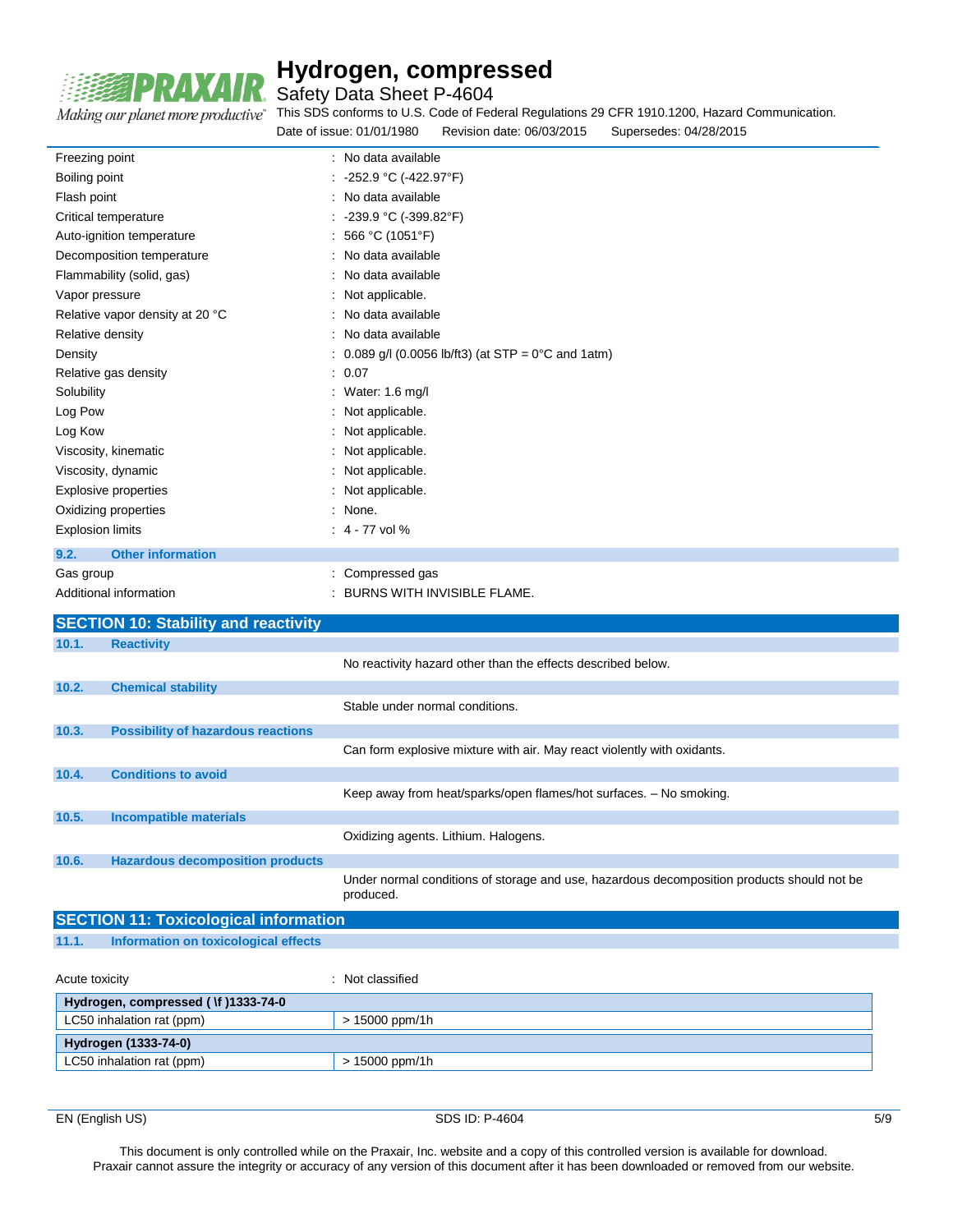| | |
|---|---|
| Freezing point | : No data available |
| Boiling point | : -252.9 °C (-422.97°F) |
| Flash point | : No data available |
| Critical temperature | : -239.9 °C (-399.82°F) |
| Auto-ignition temperature | : 566 °C (1051°F) |
| Decomposition temperature | : No data available |
| Flammability (solid, gas) | : No data available |
| Vapor pressure | : Not applicable. |
| Relative vapor density at 20 °C | : No data available |
| Relative density | : No data available |
| Density | : 0.089 g/l (0.0056 lb/ft3) (at STP = 0°C and 1atm) |
| Relative gas density | : 0.07 |
| Solubility | : Water: 1.6 mg/l |
| Log Pow | : Not applicable. |
| Log Kow | : Not applicable. |
| Viscosity, kinematic | : Not applicable. |
| Viscosity, dynamic | : Not applicable. |
| Explosive properties | : Not applicable. |
| Oxidizing properties | : None. |
| Explosion limits | : 4 - 77 vol % |

### 9.2. Other information

| | |
|---|---|
| Gas group | : Compressed gas |
| Additional information | : BURNS WITH INVISIBLE FLAME. |

## SECTION 10: Stability and reactivity

### 10.1. Reactivity

No reactivity hazard other than the effects described below.

### 10.2. Chemical stability

Stable under normal conditions.

### 10.3. Possibility of hazardous reactions

Can form explosive mixture with air. May react violently with oxidants.

### 10.4. Conditions to avoid

Keep away from heat/sparks/open flames/hot surfaces. – No smoking.

### 10.5. Incompatible materials

Oxidizing agents. Lithium. Halogens.

### 10.6. Hazardous decomposition products

Under normal conditions of storage and use, hazardous decomposition products should not be produced.

## SECTION 11: Toxicological information

### 11.1. Information on toxicological effects

Acute toxicity : Not classified

| Hydrogen, compressed ( \f )1333-74-0 | |
|---|---|
| LC50 inhalation rat (ppm) | > 15000 ppm/1h |
| **Hydrogen (1333-74-0)** | |
| LC50 inhalation rat (ppm) | > 15000 ppm/1h |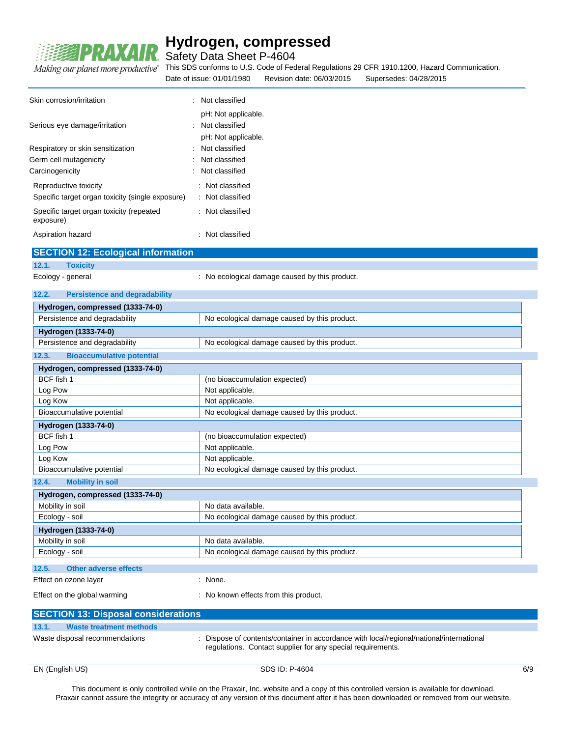Skin corrosion/irritation : Not classified

pH: Not applicable.

Serious eye damage/irritation : Not classified

pH: Not applicable.

Respiratory or skin sensitization : Not classified

Germ cell mutagenicity : Not classified

Carcinogenicity : Not classified

Reproductive toxicity : Not classified

Specific target organ toxicity (single exposure) : Not classified

Specific target organ toxicity (repeated exposure) : Not classified

Aspiration hazard : Not classified

## SECTION 12: Ecological information

### 12.1. Toxicity

Ecology - general : No ecological damage caused by this product.

### 12.2. Persistence and degradability

| Hydrogen, compressed (1333-74-0) | |
|---|---|
| Persistence and degradability | No ecological damage caused by this product. |

| Hydrogen (1333-74-0) | |
|---|---|
| Persistence and degradability | No ecological damage caused by this product. |

### 12.3. Bioaccumulative potential

| Hydrogen, compressed (1333-74-0) | |
|---|---|
| BCF fish 1 | (no bioaccumulation expected) |
| Log Pow | Not applicable. |
| Log Kow | Not applicable. |
| Bioaccumulative potential | No ecological damage caused by this product. |

| Hydrogen (1333-74-0) | |
|---|---|
| BCF fish 1 | (no bioaccumulation expected) |
| Log Pow | Not applicable. |
| Log Kow | Not applicable. |
| Bioaccumulative potential | No ecological damage caused by this product. |

### 12.4. Mobility in soil

| Hydrogen, compressed (1333-74-0) | |
|---|---|
| Mobility in soil | No data available. |
| Ecology - soil | No ecological damage caused by this product. |

| Hydrogen (1333-74-0) | |
|---|---|
| Mobility in soil | No data available. |
| Ecology - soil | No ecological damage caused by this product. |

### 12.5. Other adverse effects

Effect on ozone layer : None.

Effect on the global warming : No known effects from this product.

## SECTION 13: Disposal considerations

### 13.1. Waste treatment methods

Waste disposal recommendations : Dispose of contents/container in accordance with local/regional/national/international regulations. Contact supplier for any special requirements.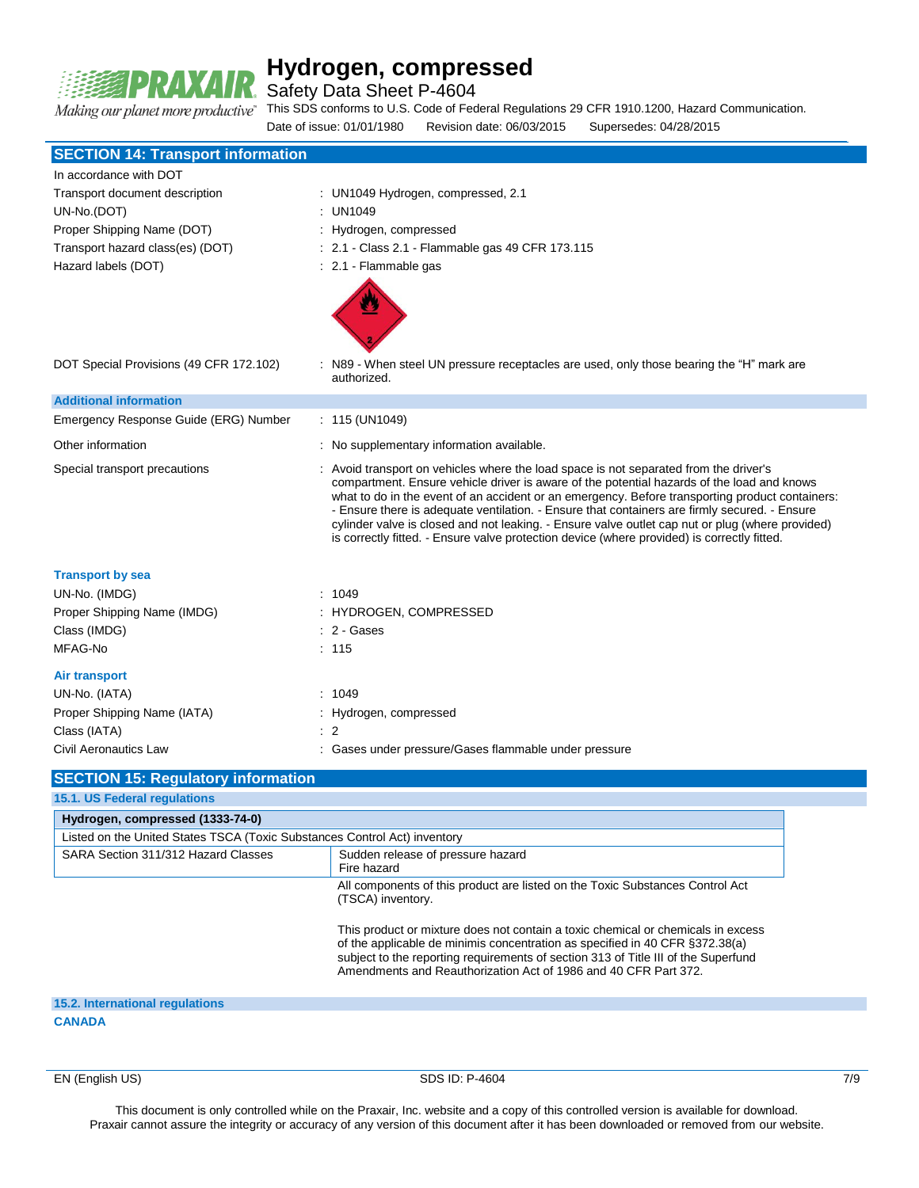## SECTION 14: Transport information

In accordance with DOT

| | |
|---|---|
| Transport document description | : UN1049 Hydrogen, compressed, 2.1 |
| UN-No.(DOT) | : UN1049 |
| Proper Shipping Name (DOT) | : Hydrogen, compressed |
| Transport hazard class(es) (DOT) | : 2.1 - Class 2.1 - Flammable gas 49 CFR 173.115 |
| Hazard labels (DOT) | : 2.1 - Flammable gas |
| DOT Special Provisions (49 CFR 172.102) | : N89 - When steel UN pressure receptacles are used, only those bearing the “H” mark are authorized. |

### Additional information

| | |
|---|---|
| Emergency Response Guide (ERG) Number | : 115 (UN1049) |
| Other information | : No supplementary information available. |
| Special transport precautions | : Avoid transport on vehicles where the load space is not separated from the driver's compartment. Ensure vehicle driver is aware of the potential hazards of the load and knows what to do in the event of an accident or an emergency. Before transporting product containers: - Ensure there is adequate ventilation. - Ensure that containers are firmly secured. - Ensure cylinder valve is closed and not leaking. - Ensure valve outlet cap nut or plug (where provided) is correctly fitted. - Ensure valve protection device (where provided) is correctly fitted. |

### Transport by sea

| | |
|---|---|
| UN-No. (IMDG) | : 1049 |
| Proper Shipping Name (IMDG) | : HYDROGEN, COMPRESSED |
| Class (IMDG) | : 2 - Gases |
| MFAG-No | : 115 |

### Air transport

| | |
|---|---|
| UN-No. (IATA) | : 1049 |
| Proper Shipping Name (IATA) | : Hydrogen, compressed |
| Class (IATA) | : 2 |
| Civil Aeronautics Law | : Gases under pressure/Gases flammable under pressure |

## SECTION 15: Regulatory information

### 15.1. US Federal regulations

| **Hydrogen, compressed (1333-74-0)** | |
|---|---|
| Listed on the United States TSCA (Toxic Substances Control Act) inventory | |
| SARA Section 311/312 Hazard Classes | Sudden release of pressure hazard<br>Fire hazard |

All components of this product are listed on the Toxic Substances Control Act (TSCA) inventory.

This product or mixture does not contain a toxic chemical or chemicals in excess of the applicable de minimis concentration as specified in 40 CFR §372.38(a) subject to the reporting requirements of section 313 of Title III of the Superfund Amendments and Reauthorization Act of 1986 and 40 CFR Part 372.

### 15.2. International regulations

**CANADA**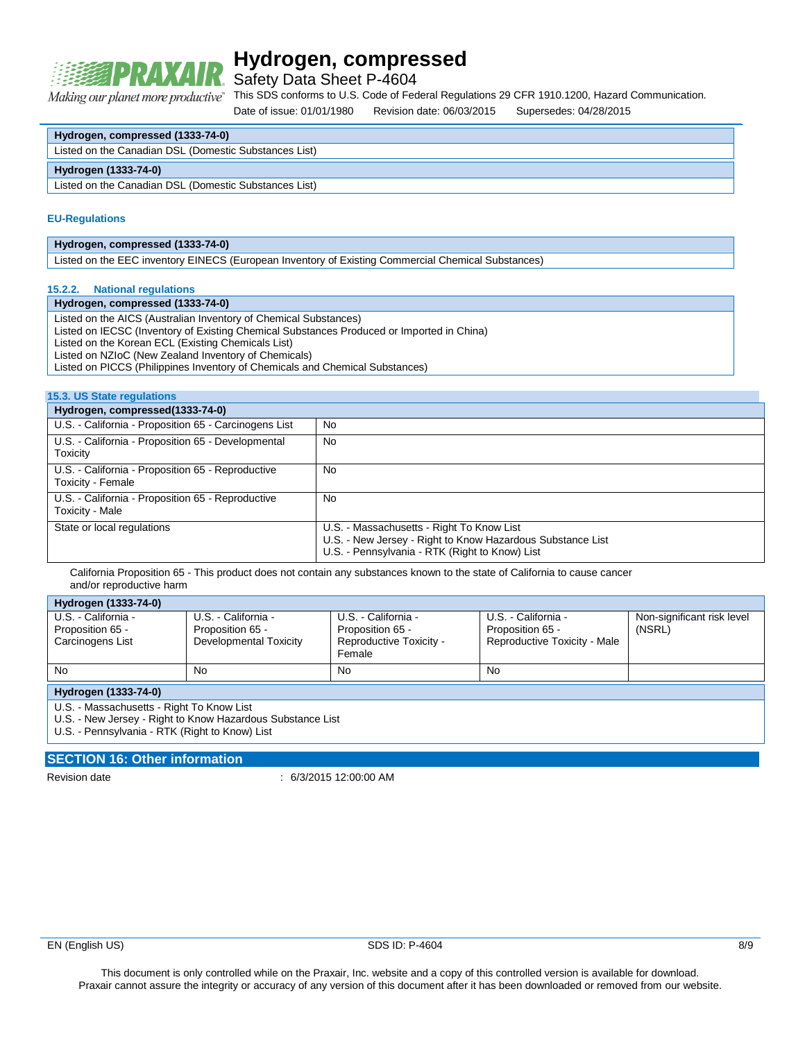| Hydrogen, compressed (1333-74-0) |
|---|
| Listed on the Canadian DSL (Domestic Substances List) |

| Hydrogen (1333-74-0) |
|---|
| Listed on the Canadian DSL (Domestic Substances List) |

#### EU-Regulations

| Hydrogen, compressed (1333-74-0) |
|---|
| Listed on the EEC inventory EINECS (European Inventory of Existing Commercial Chemical Substances) |

#### 15.2.2. National regulations

| Hydrogen, compressed (1333-74-0) |
|---|
| Listed on the AICS (Australian Inventory of Chemical Substances)<br>Listed on IECSC (Inventory of Existing Chemical Substances Produced or Imported in China)<br>Listed on the Korean ECL (Existing Chemicals List)<br>Listed on NZIoC (New Zealand Inventory of Chemicals)<br>Listed on PICCS (Philippines Inventory of Chemicals and Chemical Substances) |

### 15.3. US State regulations

| Hydrogen, compressed(1333-74-0) | |
|---|---|
| U.S. - California - Proposition 65 - Carcinogens List | No |
| U.S. - California - Proposition 65 - Developmental Toxicity | No |
| U.S. - California - Proposition 65 - Reproductive Toxicity - Female | No |
| U.S. - California - Proposition 65 - Reproductive Toxicity - Male | No |
| State or local regulations | U.S. - Massachusetts - Right To Know List<br>U.S. - New Jersey - Right to Know Hazardous Substance List<br>U.S. - Pennsylvania - RTK (Right to Know) List |

California Proposition 65 - This product does not contain any substances known to the state of California to cause cancer and/or reproductive harm

| Hydrogen (1333-74-0) | | | | |
|---|---|---|---|---|
| U.S. - California - Proposition 65 - Carcinogens List | U.S. - California - Proposition 65 - Developmental Toxicity | U.S. - California - Proposition 65 - Reproductive Toxicity - Female | U.S. - California - Proposition 65 - Reproductive Toxicity - Male | Non-significant risk level (NSRL) |
| No | No | No | No | |

| Hydrogen (1333-74-0) |
|---|
| U.S. - Massachusetts - Right To Know List<br>U.S. - New Jersey - Right to Know Hazardous Substance List<br>U.S. - Pennsylvania - RTK (Right to Know) List |

## SECTION 16: Other information

Revision date : 6/3/2015 12:00:00 AM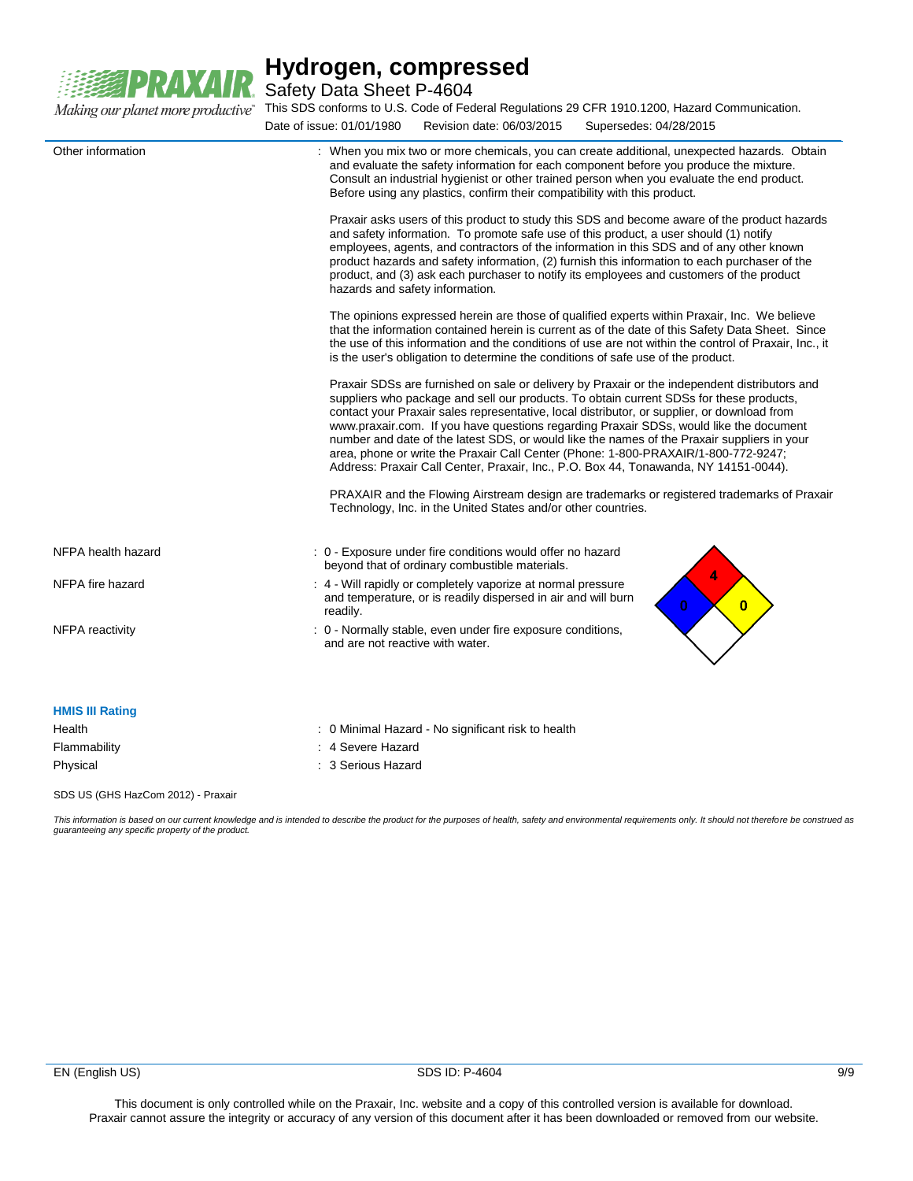Other information : When you mix two or more chemicals, you can create additional, unexpected hazards. Obtain and evaluate the safety information for each component before you produce the mixture. Consult an industrial hygienist or other trained person when you evaluate the end product. Before using any plastics, confirm their compatibility with this product.

Praxair asks users of this product to study this SDS and become aware of the product hazards and safety information. To promote safe use of this product, a user should (1) notify employees, agents, and contractors of the information in this SDS and of any other known product hazards and safety information, (2) furnish this information to each purchaser of the product, and (3) ask each purchaser to notify its employees and customers of the product hazards and safety information.

The opinions expressed herein are those of qualified experts within Praxair, Inc. We believe that the information contained herein is current as of the date of this Safety Data Sheet. Since the use of this information and the conditions of use are not within the control of Praxair, Inc., it is the user's obligation to determine the conditions of safe use of the product.

Praxair SDSs are furnished on sale or delivery by Praxair or the independent distributors and suppliers who package and sell our products. To obtain current SDSs for these products, contact your Praxair sales representative, local distributor, or supplier, or download from www.praxair.com. If you have questions regarding Praxair SDSs, would like the document number and date of the latest SDS, or would like the names of the Praxair suppliers in your area, phone or write the Praxair Call Center (Phone: 1-800-PRAXAIR/1-800-772-9247; Address: Praxair Call Center, Praxair, Inc., P.O. Box 44, Tonawanda, NY 14151-0044).

PRAXAIR and the Flowing Airstream design are trademarks or registered trademarks of Praxair Technology, Inc. in the United States and/or other countries.

NFPA health hazard : 0 - Exposure under fire conditions would offer no hazard beyond that of ordinary combustible materials.

NFPA fire hazard : 4 - Will rapidly or completely vaporize at normal pressure and temperature, or is readily dispersed in air and will burn readily.

NFPA reactivity : 0 - Normally stable, even under fire exposure conditions, and are not reactive with water.

4

0

0

### HMIS III Rating

Health : 0 Minimal Hazard - No significant risk to health

Flammability : 4 Severe Hazard

Physical : 3 Serious Hazard

SDS US (GHS HazCom 2012) - Praxair

*This information is based on our current knowledge and is intended to describe the product for the purposes of health, safety and environmental requirements only. It should not therefore be construed as guaranteeing any specific property of the product.*